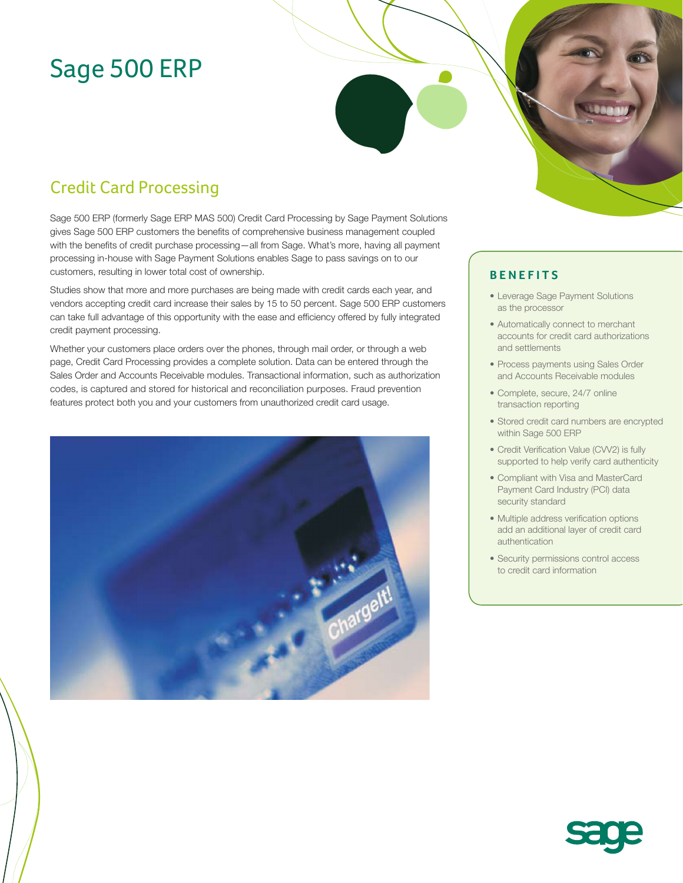# Sage 500 ERP

## Credit Card Processing

Sage 500 ERP (formerly Sage ERP MAS 500) Credit Card Processing by Sage Payment Solutions gives Sage 500 ERP customers the benefits of comprehensive business management coupled with the benefits of credit purchase processing—all from Sage. What's more, having all payment processing in-house with Sage Payment Solutions enables Sage to pass savings on to our customers, resulting in lower total cost of ownership.

Studies show that more and more purchases are being made with credit cards each year, and vendors accepting credit card increase their sales by 15 to 50 percent. Sage 500 ERP customers can take full advantage of this opportunity with the ease and efficiency offered by fully integrated credit payment processing.

Whether your customers place orders over the phones, through mail order, or through a web page, Credit Card Processing provides a complete solution. Data can be entered through the Sales Order and Accounts Receivable modules. Transactional information, such as authorization codes, is captured and stored for historical and reconciliation purposes. Fraud prevention features protect both you and your customers from unauthorized credit card usage.

### BENEFITS

- Leverage Sage Payment Solutions as the processor
- Automatically connect to merchant accounts for credit card authorizations and settlements
- Process payments using Sales Order and Accounts Receivable modules
- Complete, secure, 24/7 online transaction reporting
- Stored credit card numbers are encrypted within Sage 500 ERP
- Credit Verification Value (CVV2) is fully supported to help verify card authenticity
- Compliant with Visa and MasterCard Payment Card Industry (PCI) data security standard
- Multiple address verification options add an additional layer of credit card authentication
- Security permissions control access to credit card information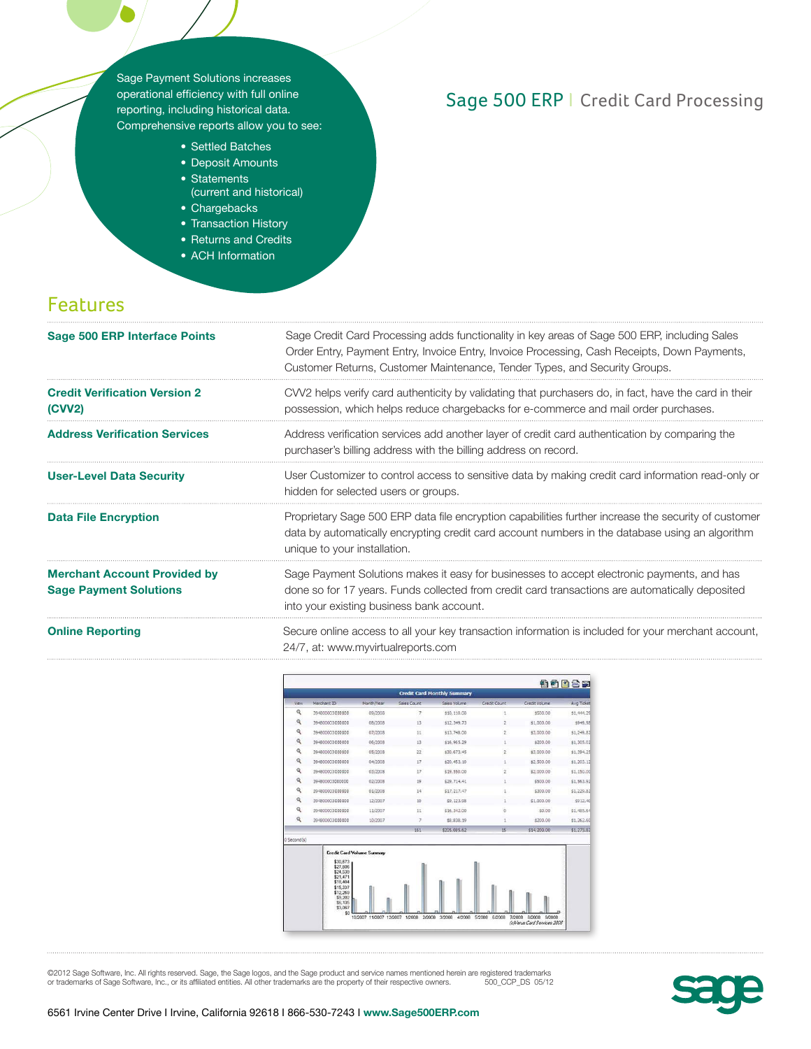Sage Payment Solutions increases operational efficiency with full online reporting, including historical data. Comprehensive reports allow you to see:

- Settled Batches
- Deposit Amounts
- Statements (current and historical)
- Chargebacks
- Transaction History
- Returns and Credits
- ACH Information

## Features

| | |
|---|---|
| **Sage 500 ERP Interface Points** | Sage Credit Card Processing adds functionality in key areas of Sage 500 ERP, including Sales Order Entry, Payment Entry, Invoice Entry, Invoice Processing, Cash Receipts, Down Payments, Customer Returns, Customer Maintenance, Tender Types, and Security Groups. |
| **Credit Verification Version 2 (CVV2)** | CVV2 helps verify card authenticity by validating that purchasers do, in fact, have the card in their possession, which helps reduce chargebacks for e-commerce and mail order purchases. |
| **Address Verification Services** | Address verification services add another layer of credit card authentication by comparing the purchaser's billing address with the billing address on record. |
| **User-Level Data Security** | User Customizer to control access to sensitive data by making credit card information read-only or hidden for selected users or groups. |
| **Data File Encryption** | Proprietary Sage 500 ERP data file encryption capabilities further increase the security of customer data by automatically encrypting credit card account numbers in the database using an algorithm unique to your installation. |
| **Merchant Account Provided by Sage Payment Solutions** | Sage Payment Solutions makes it easy for businesses to accept electronic payments, and has done so for 17 years. Funds collected from credit card transactions are automatically deposited into your existing business bank account. |
| **Online Reporting** | Secure online access to all your key transaction information is included for your merchant account, 24/7, at: www.myvirtualreports.com |

©2012 Sage Software, Inc. All rights reserved. Sage, the Sage logos, and the Sage product and service names mentioned herein are registered trademarks or trademarks of Sage Software, Inc., or its affiliated entities. All other trademarks are the property of their respective owners. 500_CCP_DS 05/12

6561 Irvine Center Drive I Irvine, California 92618 I 866-530-7243 I **www.Sage500ERP.com**